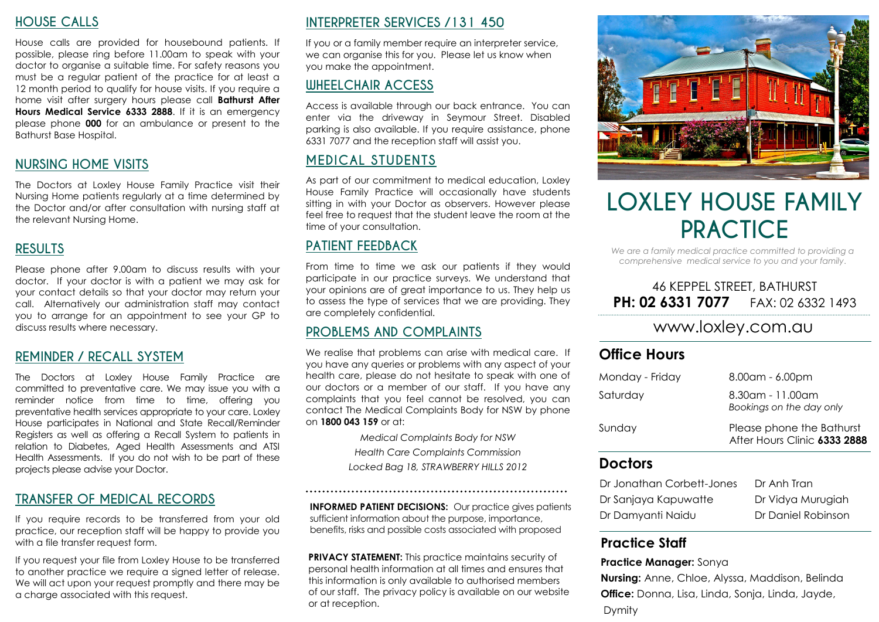## HOUSE CALLS

House calls are provided for housebound patients. If possible, please ring before 11.00am to speak with your doctor to organise a suitable time. For safety reasons you must be a regular patient of the practice for at least a 12 month period to qualify for house visits. If you require a home visit after surgery hours please call **Bathurst After Hours Medical Service 6333 2888**. If it is an emergency please phone **000** for an ambulance or present to the Bathurst Base Hospital.

## NURSING HOME VISITS

The Doctors at Loxley House Family Practice visit their Nursing Home patients regularly at a time determined by the Doctor and/or after consultation with nursing staff at the relevant Nursing Home.

## RESULTS

Please phone after 9.00am to discuss results with your doctor. If your doctor is with a patient we may ask for your contact details so that your doctor may return your call. Alternatively our administration staff may contact you to arrange for an appointment to see your GP to discuss results where necessary.

## REMINDER / RECALL SYSTEM

The Doctors at Loxley House Family Practice are committed to preventative care. We may issue you with a reminder notice from time to time, offering you preventative health services appropriate to your care. Loxley House participates in National and State Recall/Reminder Registers as well as offering a Recall System to patients in relation to Diabetes, Aged Health Assessments and ATSI Health Assessments. If you do not wish to be part of these projects please advise your Doctor.

## TRANSFER OF MEDICAL RECORDS

If you require records to be transferred from your old practice, our reception staff will be happy to provide you with a file transfer request form.

If you request your file from Loxley House to be transferred to another practice we require a signed letter of release. We will act upon your request promptly and there may be a charge associated with this request.

## INTERPRETER SERVICES / 131 450

If you or a family member require an interpreter service, we can organise this for you. Please let us know when you make the appointment.

## WHEELCHAIR ACCESS

Access is available through our back entrance. You can enter via the driveway in Seymour Street. Disabled parking is also available. If you require assistance, phone 6331 7077 and the reception staff will assist you.

## MEDICAL STUDENTS

As part of our commitment to medical education, Loxley House Family Practice will occasionally have students sitting in with your Doctor as observers. However please feel free to request that the student leave the room at the time of your consultation.

## PATIENT FEEDBACK

From time to time we ask our patients if they would participate in our practice surveys. We understand that your opinions are of great importance to us. They help us to assess the type of services that we are providing. They are completely confidential.

## PROBLEMS AND COMPLAINTS

We realise that problems can arise with medical care. If you have any queries or problems with any aspect of your health care, please do not hesitate to speak with one of our doctors or a member of our staff. If you have any complaints that you feel cannot be resolved, you can contact The Medical Complaints Body for NSW by phone on **1800 043 159** or at:

*Medical Complaints Body for NSW*
*Health Care Complaints Commission*
*Locked Bag 18, STRAWBERRY HILLS 2012*

**INFORMED PATIENT DECISIONS:** Our practice gives patients sufficient information about the purpose, importance, benefits, risks and possible costs associated with proposed

**PRIVACY STATEMENT:** This practice maintains security of personal health information at all times and ensures that this information is only available to authorised members of our staff. The privacy policy is available on our website or at reception.

# LOXLEY HOUSE FAMILY PRACTICE

*We are a family medical practice committed to providing a comprehensive medical service to you and your family.*

46 KEPPEL STREET, BATHURST
**PH: 02 6331 7077** FAX: 02 6332 1493

www.loxley.com.au

## Office Hours

| | |
|---|---|
| Monday - Friday | 8.00am - 6.00pm |
| Saturday | 8.30am - 11.00am *Bookings on the day only* |
| Sunday | Please phone the Bathurst After Hours Clinic **6333 2888** |

## Doctors

| | |
|---|---|
| Dr Jonathan Corbett-Jones | Dr Anh Tran |
| Dr Sanjaya Kapuwatte | Dr Vidya Murugiah |
| Dr Damyanti Naidu | Dr Daniel Robinson |

## Practice Staff

**Practice Manager:** Sonya
**Nursing:** Anne, Chloe, Alyssa, Maddison, Belinda
**Office:** Donna, Lisa, Linda, Sonja, Linda, Jayde, Dymity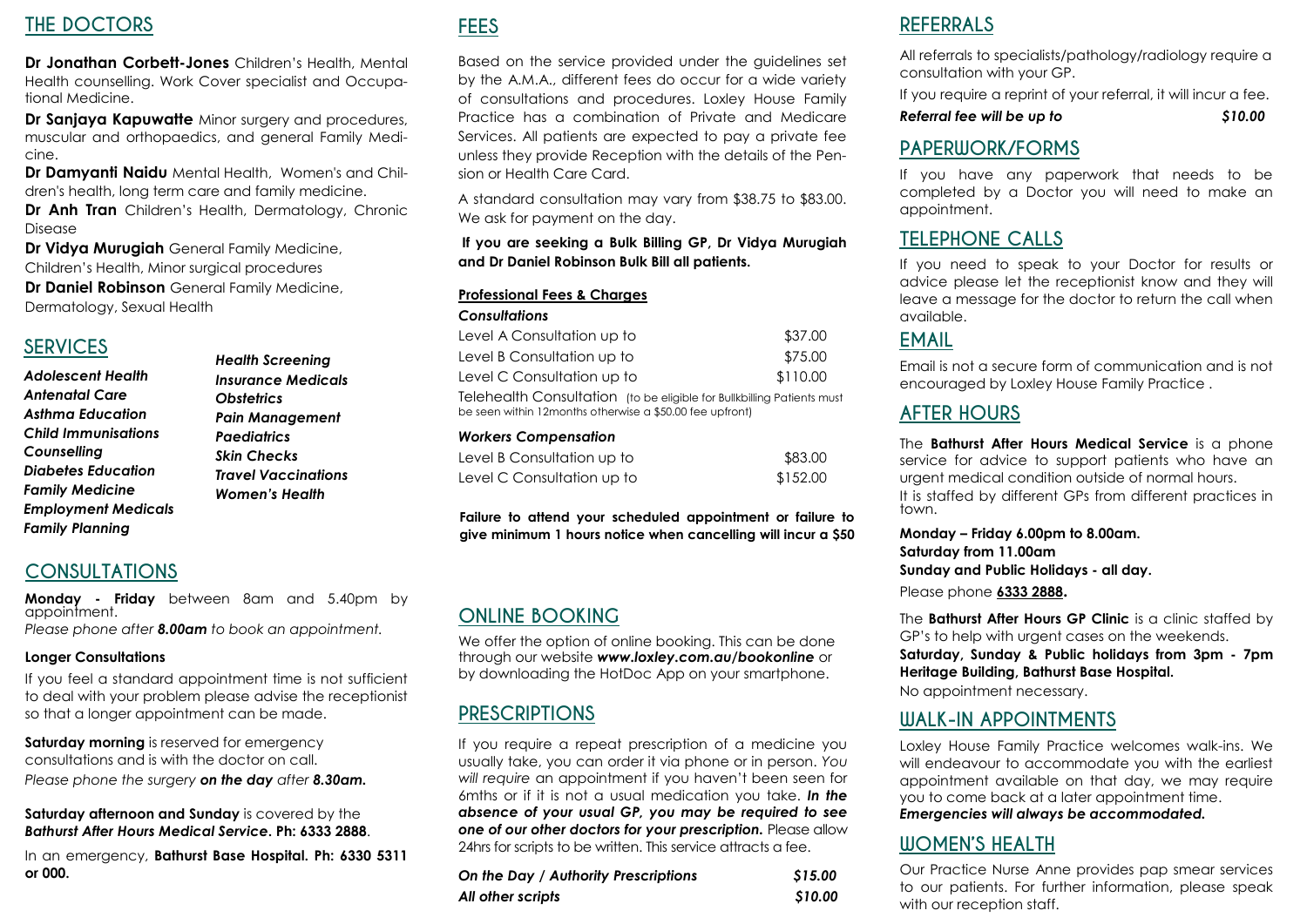## THE DOCTORS

**Dr Jonathan Corbett-Jones** Children's Health, Mental Health counselling. Work Cover specialist and Occupational Medicine.

**Dr Sanjaya Kapuwatte** Minor surgery and procedures, muscular and orthopaedics, and general Family Medicine.

**Dr Damyanti Naidu** Mental Health, Women's and Children's health, long term care and family medicine.

**Dr Anh Tran** Children's Health, Dermatology, Chronic Disease

**Dr Vidya Murugiah** General Family Medicine, Children's Health, Minor surgical procedures

**Dr Daniel Robinson** General Family Medicine, Dermatology, Sexual Health

## SERVICES

- *Adolescent Health*
- *Antenatal Care*
- *Asthma Education*
- *Child Immunisations*
- *Counselling*
- *Diabetes Education*
- *Family Medicine*
- *Employment Medicals*
- *Family Planning*
- *Health Screening*
- *Insurance Medicals*
- *Obstetrics*
- *Pain Management*
- *Paediatrics*
- *Skin Checks*
- *Travel Vaccinations*
- *Women's Health*

## CONSULTATIONS

**Monday - Friday** between 8am and 5.40pm by appointment.
*Please phone after **8.00am** to book an appointment.*

**Longer Consultations**

If you feel a standard appointment time is not sufficient to deal with your problem please advise the receptionist so that a longer appointment can be made.

**Saturday morning** is reserved for emergency consultations and is with the doctor on call.
*Please phone the surgery **on the day** after **8.30am.***

**Saturday afternoon and Sunday** is covered by the ***Bathurst After Hours Medical Service*. Ph: 6333 2888**.

In an emergency, **Bathurst Base Hospital. Ph: 6330 5311 or 000.**

## FEES

Based on the service provided under the guidelines set by the A.M.A., different fees do occur for a wide variety of consultations and procedures. Loxley House Family Practice has a combination of Private and Medicare Services. All patients are expected to pay a private fee unless they provide Reception with the details of the Pension or Health Care Card.

A standard consultation may vary from $38.75 to $83.00. We ask for payment on the day.

**If you are seeking a Bulk Billing GP, Dr Vidya Murugiah and Dr Daniel Robinson Bulk Bill all patients.**

**Professional Fees & Charges**

| | |
|---|---|
| ***Consultations*** | |
| Level A Consultation up to | $37.00 |
| Level B Consultation up to | $75.00 |
| Level C Consultation up to | $110.00 |
| Telehealth Consultation (to be eligible for Bullkbilling Patients must be seen within 12months otherwise a $50.00 fee upfront) | |
| ***Workers Compensation*** | |
| Level B Consultation up to | $83.00 |
| Level C Consultation up to | $152.00 |

**Failure to attend your scheduled appointment or failure to give minimum 1 hours notice when cancelling will incur a $50**

## ONLINE BOOKING

We offer the option of online booking. This can be done through our website ***www.loxley.com.au/bookonline*** or by downloading the HotDoc App on your smartphone.

## PRESCRIPTIONS

If you require a repeat prescription of a medicine you usually take, you can order it via phone or in person. *You will require* an appointment if you haven't been seen for 6mths or if it is not a usual medication you take. ***In the absence of your usual GP, you may be required to see one of our other doctors for your prescription.*** Please allow 24hrs for scripts to be written. This service attracts a fee.

| | |
|---|---|
| ***On the Day / Authority Prescriptions*** | ***$15.00*** |
| ***All other scripts*** | ***$10.00*** |

## REFERRALS

All referrals to specialists/pathology/radiology require a consultation with your GP.

If you require a reprint of your referral, it will incur a fee.

***Referral fee will be up to $10.00***

## PAPERWORK/FORMS

If you have any paperwork that needs to be completed by a Doctor you will need to make an appointment.

## TELEPHONE CALLS

If you need to speak to your Doctor for results or advice please let the receptionist know and they will leave a message for the doctor to return the call when available.

## EMAIL

Email is not a secure form of communication and is not encouraged by Loxley House Family Practice .

## AFTER HOURS

The **Bathurst After Hours Medical Service** is a phone service for advice to support patients who have an urgent medical condition outside of normal hours.
It is staffed by different GPs from different practices in town.

**Monday – Friday 6.00pm to 8.00am.**
**Saturday from 11.00am**
**Sunday and Public Holidays - all day.**
Please phone **6333 2888.**

The **Bathurst After Hours GP Clinic** is a clinic staffed by GP's to help with urgent cases on the weekends.
**Saturday, Sunday & Public holidays from 3pm - 7pm**
**Heritage Building, Bathurst Base Hospital.**
No appointment necessary.

## WALK-IN APPOINTMENTS

Loxley House Family Practice welcomes walk-ins. We will endeavour to accommodate you with the earliest appointment available on that day, we may require you to come back at a later appointment time.
***Emergencies will always be accommodated.***

## WOMEN'S HEALTH

Our Practice Nurse Anne provides pap smear services to our patients. For further information, please speak with our reception staff.